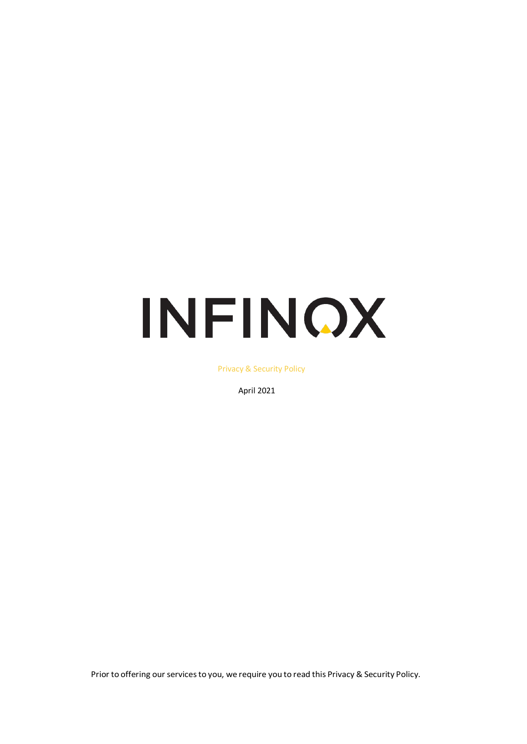# INFINOX

Privacy & Security Policy

April 2021

Prior to offering our services to you, we require you to read this Privacy & Security Policy.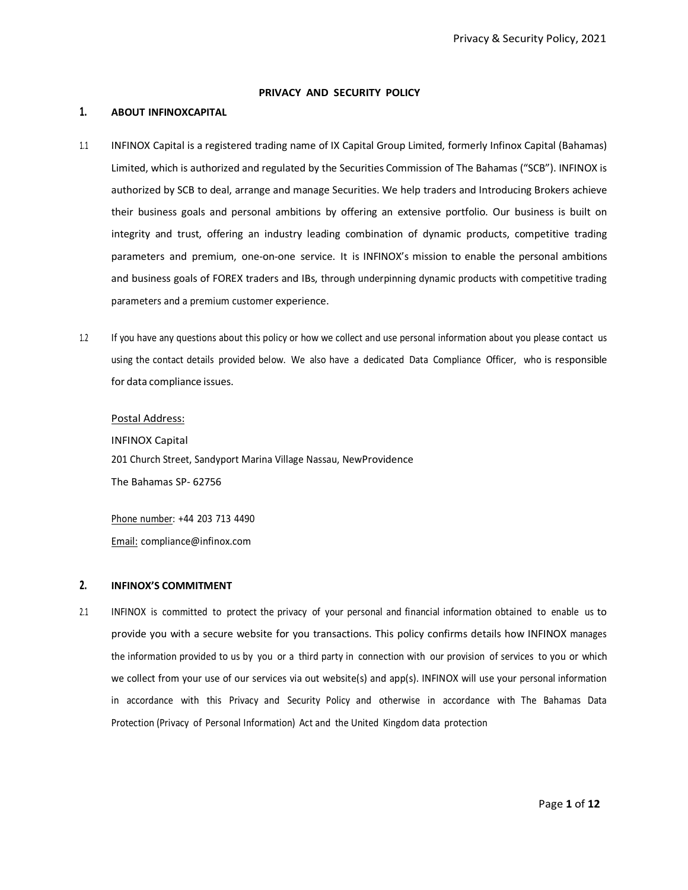## PRIVACY AND SECURITY POLICY

### 1. ABOUT INFINOXCAPITAL

1.1 INFINOX Capital is a registered trading name of IX Capital Group Limited, formerly Infinox Capital (Bahamas) Limited, which is authorized and regulated by the Securities Commission of The Bahamas ("SCB"). INFINOX is authorized by SCB to deal, arrange and manage Securities. We help traders and Introducing Brokers achieve their business goals and personal ambitions by offering an extensive portfolio. Our business is built on integrity and trust, offering an industry leading combination of dynamic products, competitive trading parameters and premium, one-on-one service. It is INFINOX's mission to enable the personal ambitions and business goals of FOREX traders and IBs, through underpinning dynamic products with competitive trading parameters and a premium customer experience.

1.2 If you have any questions about this policy or how we collect and use personal information about you please contact us using the contact details provided below. We also have a dedicated Data Compliance Officer, who is responsible for data compliance issues.

Postal Address:

INFINOX Capital
201 Church Street, Sandyport Marina Village Nassau, NewProvidence
The Bahamas SP- 62756

Phone number: +44 203 713 4490

Email: compliance@infinox.com

### 2. INFINOX'S COMMITMENT

2.1 INFINOX is committed to protect the privacy of your personal and financial information obtained to enable us to provide you with a secure website for you transactions. This policy confirms details how INFINOX manages the information provided to us by you or a third party in connection with our provision of services to you or which we collect from your use of our services via out website(s) and app(s). INFINOX will use your personal information in accordance with this Privacy and Security Policy and otherwise in accordance with The Bahamas Data Protection (Privacy of Personal Information) Act and the United Kingdom data protection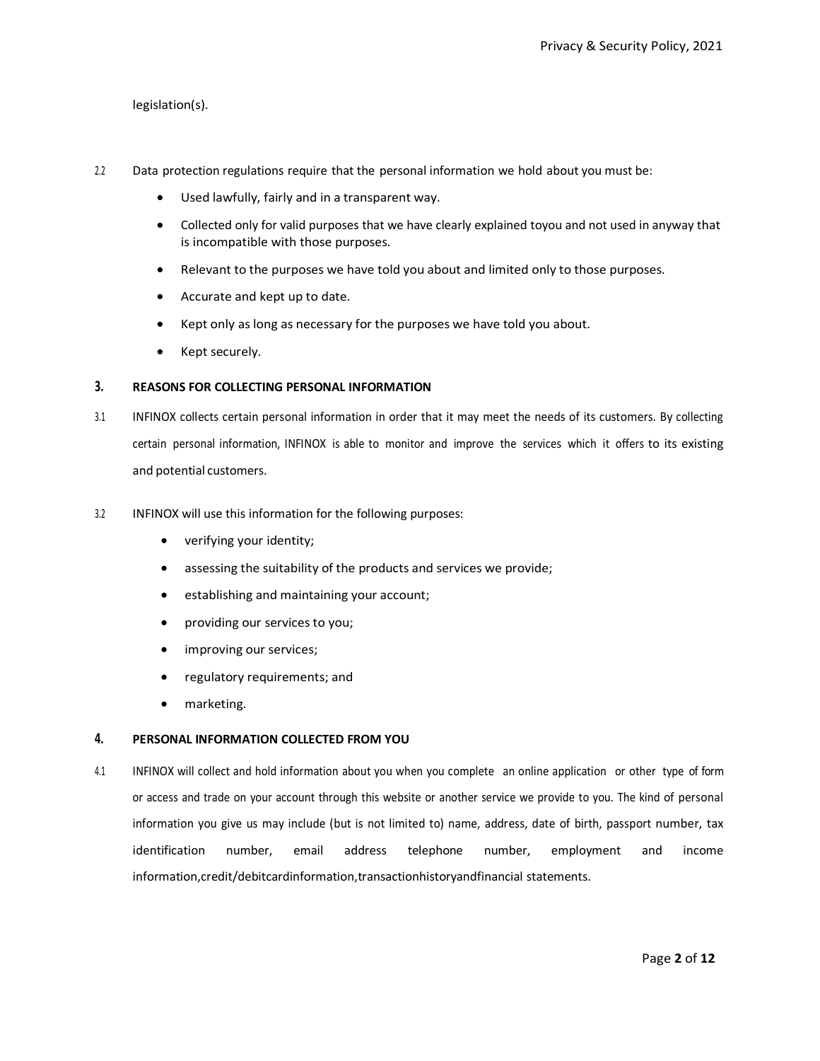legislation(s).

2.2 Data protection regulations require that the personal information we hold about you must be:

- Used lawfully, fairly and in a transparent way.
- Collected only for valid purposes that we have clearly explained toyou and not used in anyway that is incompatible with those purposes.
- Relevant to the purposes we have told you about and limited only to those purposes.
- Accurate and kept up to date.
- Kept only as long as necessary for the purposes we have told you about.
- Kept securely.

## 3. REASONS FOR COLLECTING PERSONAL INFORMATION

3.1 INFINOX collects certain personal information in order that it may meet the needs of its customers. By collecting certain personal information, INFINOX is able to monitor and improve the services which it offers to its existing and potential customers.

3.2 INFINOX will use this information for the following purposes:

- verifying your identity;
- assessing the suitability of the products and services we provide;
- establishing and maintaining your account;
- providing our services to you;
- improving our services;
- regulatory requirements; and
- marketing.

## 4. PERSONAL INFORMATION COLLECTED FROM YOU

4.1 INFINOX will collect and hold information about you when you complete an online application or other type of form or access and trade on your account through this website or another service we provide to you. The kind of personal information you give us may include (but is not limited to) name, address, date of birth, passport number, tax identification number, email address telephone number, employment and income information,credit/debitcardinformation,transactionhistoryandfinancial statements.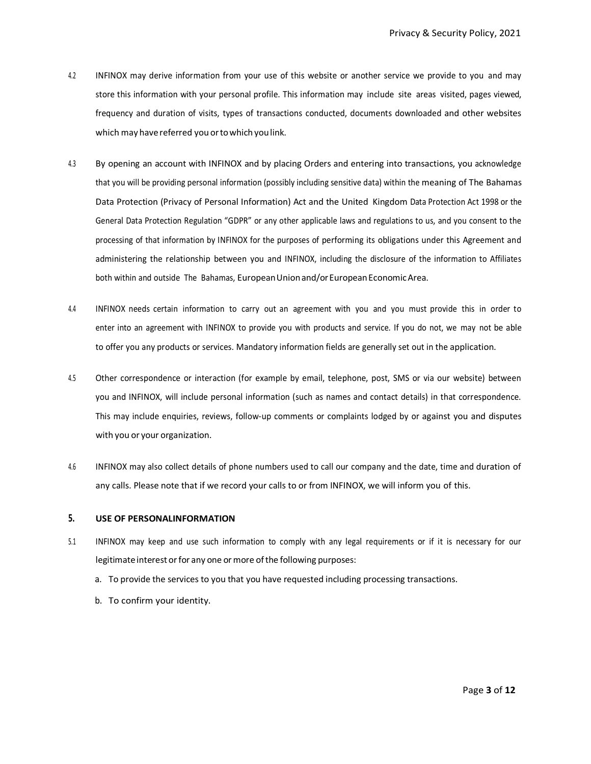4.2 INFINOX may derive information from your use of this website or another service we provide to you and may store this information with your personal profile. This information may include site areas visited, pages viewed, frequency and duration of visits, types of transactions conducted, documents downloaded and other websites which may have referred you or to which you link.

4.3 By opening an account with INFINOX and by placing Orders and entering into transactions, you acknowledge that you will be providing personal information (possibly including sensitive data) within the meaning of The Bahamas Data Protection (Privacy of Personal Information) Act and the United Kingdom Data Protection Act 1998 or the General Data Protection Regulation "GDPR" or any other applicable laws and regulations to us, and you consent to the processing of that information by INFINOX for the purposes of performing its obligations under this Agreement and administering the relationship between you and INFINOX, including the disclosure of the information to Affiliates both within and outside The Bahamas, European Union and/or European Economic Area.

4.4 INFINOX needs certain information to carry out an agreement with you and you must provide this in order to enter into an agreement with INFINOX to provide you with products and service. If you do not, we may not be able to offer you any products or services. Mandatory information fields are generally set out in the application.

4.5 Other correspondence or interaction (for example by email, telephone, post, SMS or via our website) between you and INFINOX, will include personal information (such as names and contact details) in that correspondence. This may include enquiries, reviews, follow-up comments or complaints lodged by or against you and disputes with you or your organization.

4.6 INFINOX may also collect details of phone numbers used to call our company and the date, time and duration of any calls. Please note that if we record your calls to or from INFINOX, we will inform you of this.

## 5. USE OF PERSONALINFORMATION

5.1 INFINOX may keep and use such information to comply with any legal requirements or if it is necessary for our legitimate interest or for any one or more of the following purposes:

a. To provide the services to you that you have requested including processing transactions.

b. To confirm your identity.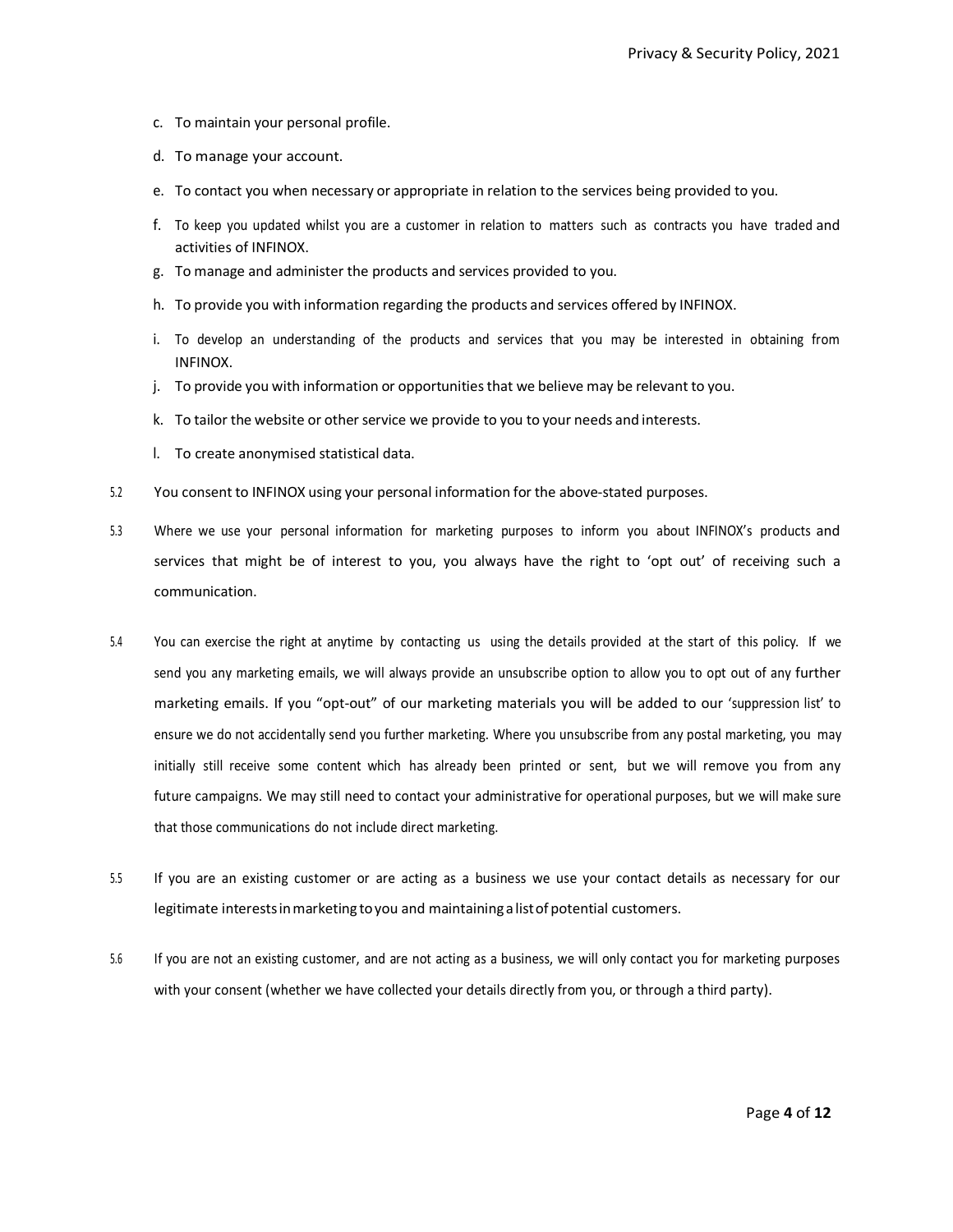c. To maintain your personal profile.

d. To manage your account.

e. To contact you when necessary or appropriate in relation to the services being provided to you.

f. To keep you updated whilst you are a customer in relation to matters such as contracts you have traded and activities of INFINOX.

g. To manage and administer the products and services provided to you.

h. To provide you with information regarding the products and services offered by INFINOX.

i. To develop an understanding of the products and services that you may be interested in obtaining from INFINOX.

j. To provide you with information or opportunities that we believe may be relevant to you.

k. To tailor the website or other service we provide to you to your needs and interests.

l. To create anonymised statistical data.

5.2 You consent to INFINOX using your personal information for the above-stated purposes.

5.3 Where we use your personal information for marketing purposes to inform you about INFINOX's products and services that might be of interest to you, you always have the right to 'opt out' of receiving such a communication.

5.4 You can exercise the right at anytime by contacting us using the details provided at the start of this policy. If we send you any marketing emails, we will always provide an unsubscribe option to allow you to opt out of any further marketing emails. If you "opt-out" of our marketing materials you will be added to our 'suppression list' to ensure we do not accidentally send you further marketing. Where you unsubscribe from any postal marketing, you may initially still receive some content which has already been printed or sent, but we will remove you from any future campaigns. We may still need to contact your administrative for operational purposes, but we will make sure that those communications do not include direct marketing.

5.5 If you are an existing customer or are acting as a business we use your contact details as necessary for our legitimate interests in marketing to you and maintaining a list of potential customers.

5.6 If you are not an existing customer, and are not acting as a business, we will only contact you for marketing purposes with your consent (whether we have collected your details directly from you, or through a third party).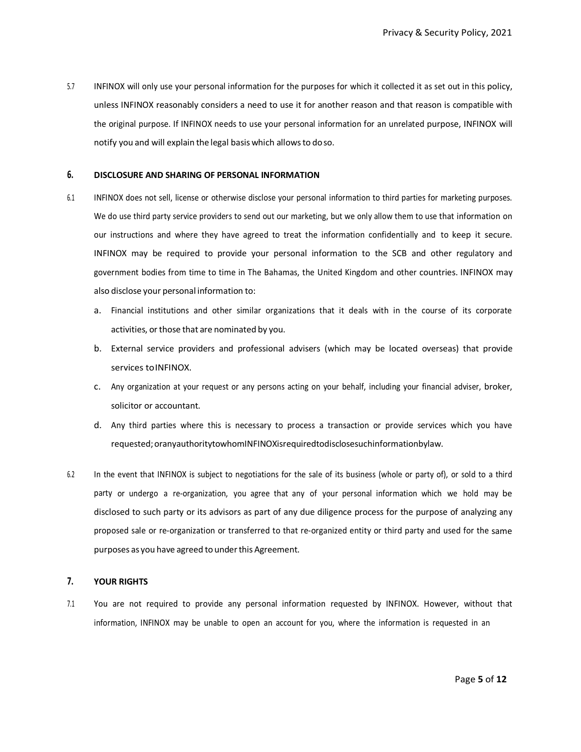5.7 INFINOX will only use your personal information for the purposes for which it collected it as set out in this policy, unless INFINOX reasonably considers a need to use it for another reason and that reason is compatible with the original purpose. If INFINOX needs to use your personal information for an unrelated purpose, INFINOX will notify you and will explain the legal basis which allows to do so.

## 6. DISCLOSURE AND SHARING OF PERSONAL INFORMATION

6.1 INFINOX does not sell, license or otherwise disclose your personal information to third parties for marketing purposes. We do use third party service providers to send out our marketing, but we only allow them to use that information on our instructions and where they have agreed to treat the information confidentially and to keep it secure. INFINOX may be required to provide your personal information to the SCB and other regulatory and government bodies from time to time in The Bahamas, the United Kingdom and other countries. INFINOX may also disclose your personal information to:

a. Financial institutions and other similar organizations that it deals with in the course of its corporate activities, or those that are nominated by you.

b. External service providers and professional advisers (which may be located overseas) that provide services to INFINOX.

c. Any organization at your request or any persons acting on your behalf, including your financial adviser, broker, solicitor or accountant.

d. Any third parties where this is necessary to process a transaction or provide services which you have requested; or any authority to whom INFINOX is required to disclose such information by law.

6.2 In the event that INFINOX is subject to negotiations for the sale of its business (whole or party of), or sold to a third party or undergo a re-organization, you agree that any of your personal information which we hold may be disclosed to such party or its advisors as part of any due diligence process for the purpose of analyzing any proposed sale or re-organization or transferred to that re-organized entity or third party and used for the same purposes as you have agreed to under this Agreement.

## 7. YOUR RIGHTS

7.1 You are not required to provide any personal information requested by INFINOX. However, without that information, INFINOX may be unable to open an account for you, where the information is requested in an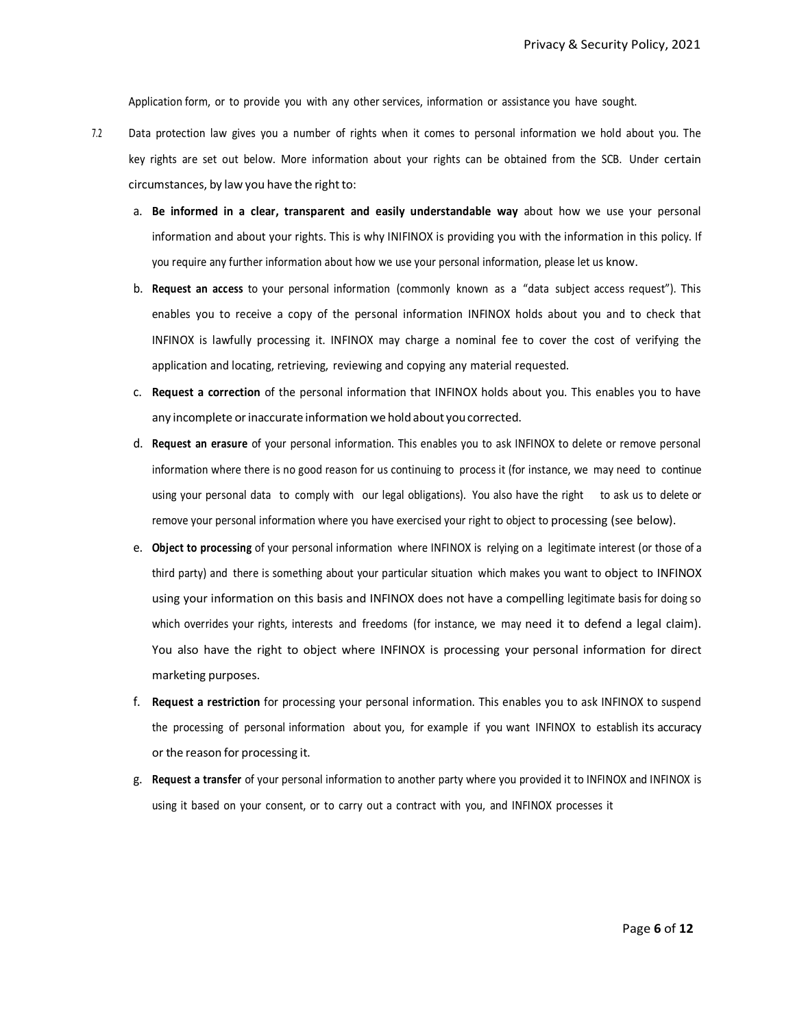Application form, or to provide you with any other services, information or assistance you have sought.

7.2 Data protection law gives you a number of rights when it comes to personal information we hold about you. The key rights are set out below. More information about your rights can be obtained from the SCB. Under certain circumstances, by law you have the right to:

a. **Be informed in a clear, transparent and easily understandable way** about how we use your personal information and about your rights. This is why INIFINOX is providing you with the information in this policy. If you require any further information about how we use your personal information, please let us know.

b. **Request an access** to your personal information (commonly known as a "data subject access request"). This enables you to receive a copy of the personal information INFINOX holds about you and to check that INFINOX is lawfully processing it. INFINOX may charge a nominal fee to cover the cost of verifying the application and locating, retrieving, reviewing and copying any material requested.

c. **Request a correction** of the personal information that INFINOX holds about you. This enables you to have any incomplete or inaccurate information we hold about you corrected.

d. **Request an erasure** of your personal information. This enables you to ask INFINOX to delete or remove personal information where there is no good reason for us continuing to process it (for instance, we may need to continue using your personal data to comply with our legal obligations). You also have the right to ask us to delete or remove your personal information where you have exercised your right to object to processing (see below).

e. **Object to processing** of your personal information where INFINOX is relying on a legitimate interest (or those of a third party) and there is something about your particular situation which makes you want to object to INFINOX using your information on this basis and INFINOX does not have a compelling legitimate basis for doing so which overrides your rights, interests and freedoms (for instance, we may need it to defend a legal claim). You also have the right to object where INFINOX is processing your personal information for direct marketing purposes.

f. **Request a restriction** for processing your personal information. This enables you to ask INFINOX to suspend the processing of personal information about you, for example if you want INFINOX to establish its accuracy or the reason for processing it.

g. **Request a transfer** of your personal information to another party where you provided it to INFINOX and INFINOX is using it based on your consent, or to carry out a contract with you, and INFINOX processes it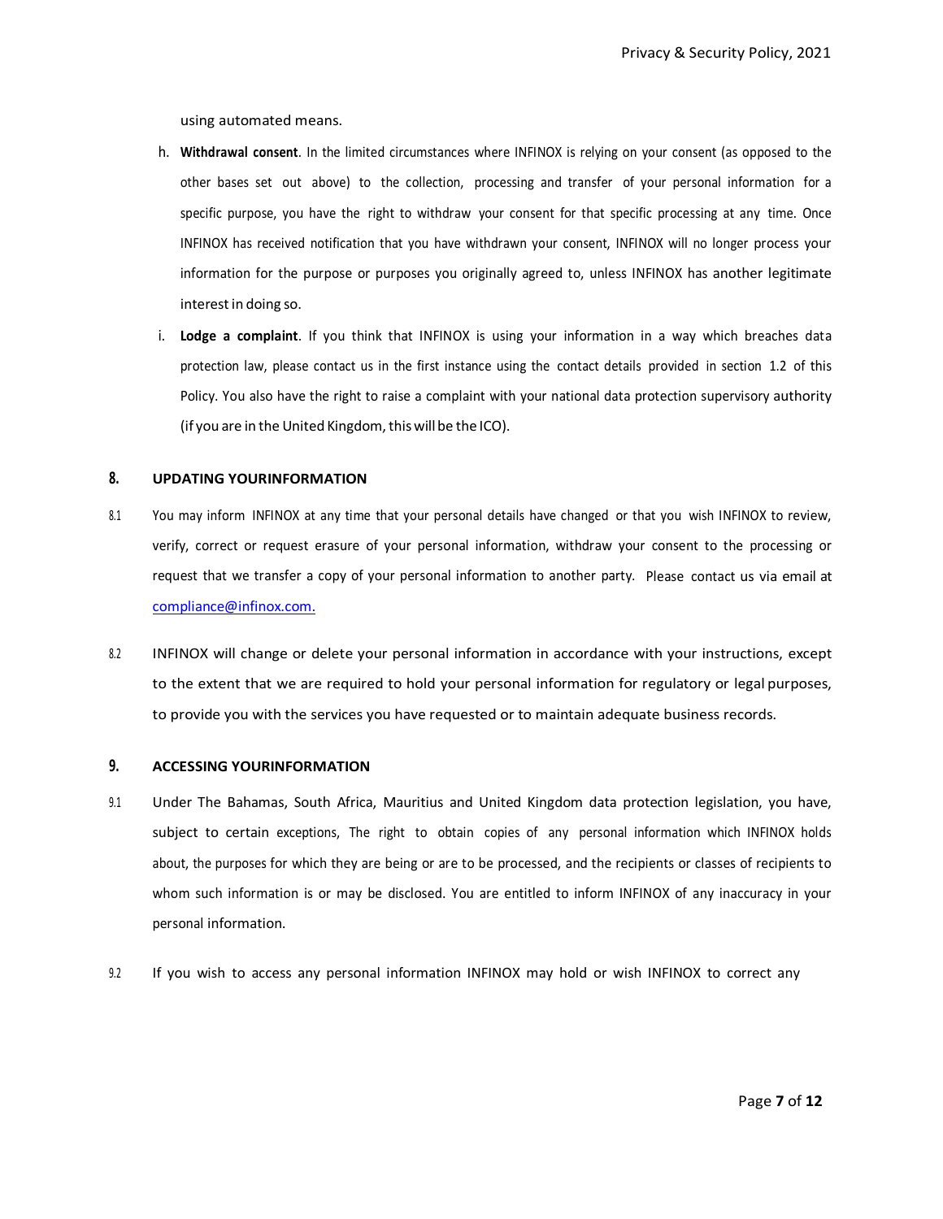using automated means.

h. **Withdrawal consent**. In the limited circumstances where INFINOX is relying on your consent (as opposed to the other bases set out above) to the collection, processing and transfer of your personal information for a specific purpose, you have the right to withdraw your consent for that specific processing at any time. Once INFINOX has received notification that you have withdrawn your consent, INFINOX will no longer process your information for the purpose or purposes you originally agreed to, unless INFINOX has another legitimate interest in doing so.

i. **Lodge a complaint**. If you think that INFINOX is using your information in a way which breaches data protection law, please contact us in the first instance using the contact details provided in section 1.2 of this Policy. You also have the right to raise a complaint with your national data protection supervisory authority (if you are in the United Kingdom, this will be the ICO).

## 8. UPDATING YOURINFORMATION

8.1 You may inform INFINOX at any time that your personal details have changed or that you wish INFINOX to review, verify, correct or request erasure of your personal information, withdraw your consent to the processing or request that we transfer a copy of your personal information to another party. Please contact us via email at compliance@infinox.com.

8.2 INFINOX will change or delete your personal information in accordance with your instructions, except to the extent that we are required to hold your personal information for regulatory or legal purposes, to provide you with the services you have requested or to maintain adequate business records.

## 9. ACCESSING YOURINFORMATION

9.1 Under The Bahamas, South Africa, Mauritius and United Kingdom data protection legislation, you have, subject to certain exceptions, The right to obtain copies of any personal information which INFINOX holds about, the purposes for which they are being or are to be processed, and the recipients or classes of recipients to whom such information is or may be disclosed. You are entitled to inform INFINOX of any inaccuracy in your personal information.

9.2 If you wish to access any personal information INFINOX may hold or wish INFINOX to correct any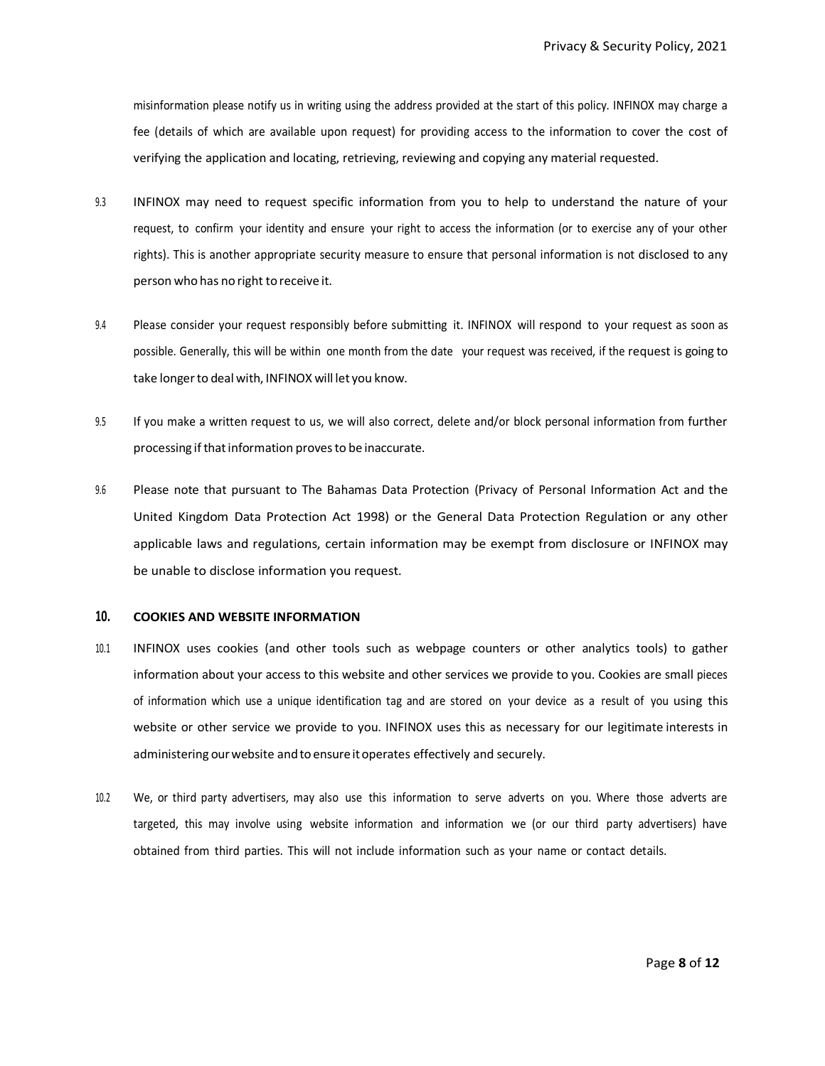misinformation please notify us in writing using the address provided at the start of this policy. INFINOX may charge a fee (details of which are available upon request) for providing access to the information to cover the cost of verifying the application and locating, retrieving, reviewing and copying any material requested.

9.3 INFINOX may need to request specific information from you to help to understand the nature of your request, to confirm your identity and ensure your right to access the information (or to exercise any of your other rights). This is another appropriate security measure to ensure that personal information is not disclosed to any person who has no right to receive it.

9.4 Please consider your request responsibly before submitting it. INFINOX will respond to your request as soon as possible. Generally, this will be within one month from the date your request was received, if the request is going to take longer to deal with, INFINOX will let you know.

9.5 If you make a written request to us, we will also correct, delete and/or block personal information from further processing if that information proves to be inaccurate.

9.6 Please note that pursuant to The Bahamas Data Protection (Privacy of Personal Information Act and the United Kingdom Data Protection Act 1998) or the General Data Protection Regulation or any other applicable laws and regulations, certain information may be exempt from disclosure or INFINOX may be unable to disclose information you request.

## 10. COOKIES AND WEBSITE INFORMATION

10.1 INFINOX uses cookies (and other tools such as webpage counters or other analytics tools) to gather information about your access to this website and other services we provide to you. Cookies are small pieces of information which use a unique identification tag and are stored on your device as a result of you using this website or other service we provide to you. INFINOX uses this as necessary for our legitimate interests in administering our website and to ensure it operates effectively and securely.

10.2 We, or third party advertisers, may also use this information to serve adverts on you. Where those adverts are targeted, this may involve using website information and information we (or our third party advertisers) have obtained from third parties. This will not include information such as your name or contact details.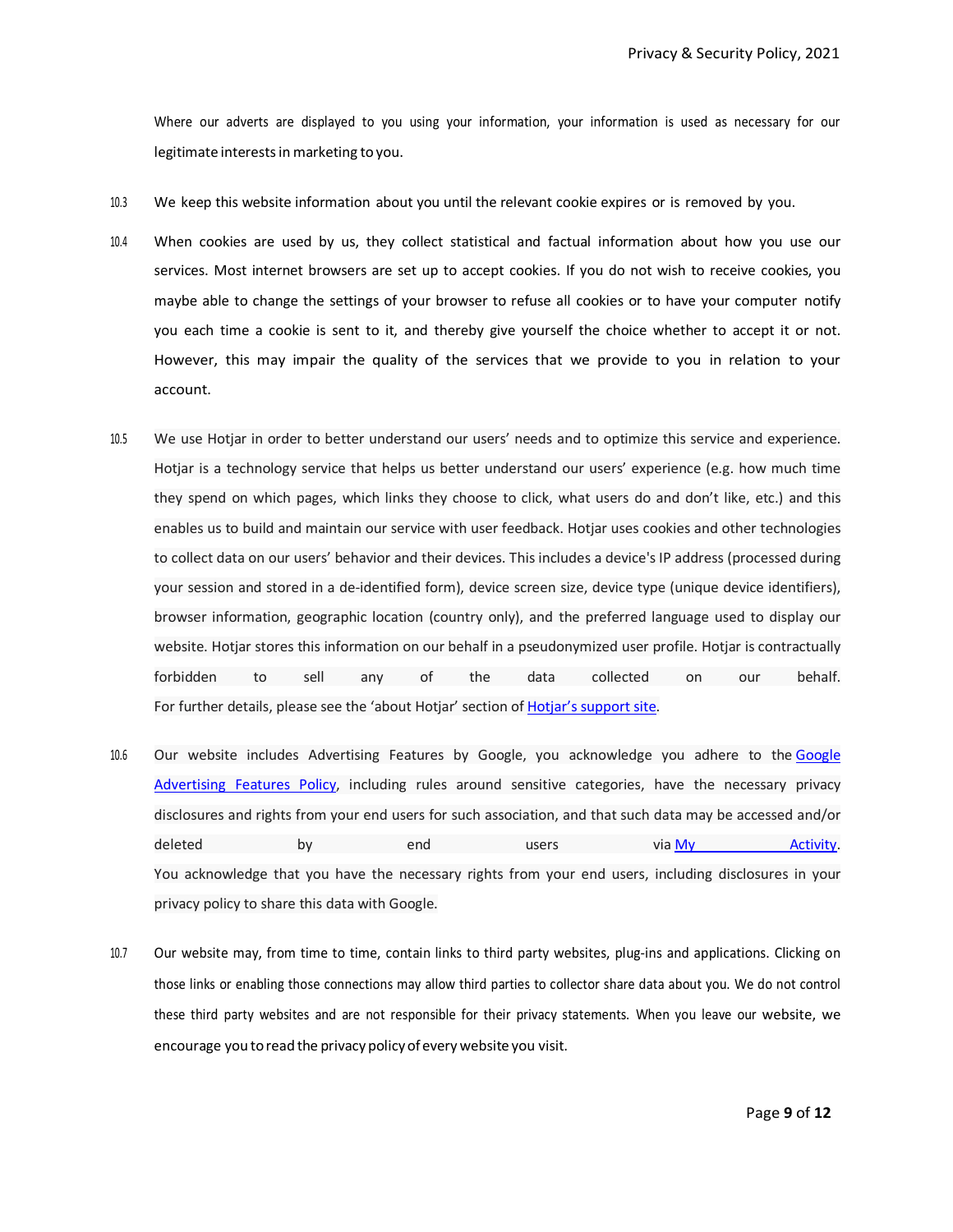Where our adverts are displayed to you using your information, your information is used as necessary for our legitimate interests in marketing to you.

10.3 We keep this website information about you until the relevant cookie expires or is removed by you.

10.4 When cookies are used by us, they collect statistical and factual information about how you use our services. Most internet browsers are set up to accept cookies. If you do not wish to receive cookies, you maybe able to change the settings of your browser to refuse all cookies or to have your computer notify you each time a cookie is sent to it, and thereby give yourself the choice whether to accept it or not. However, this may impair the quality of the services that we provide to you in relation to your account.

10.5 We use Hotjar in order to better understand our users' needs and to optimize this service and experience. Hotjar is a technology service that helps us better understand our users' experience (e.g. how much time they spend on which pages, which links they choose to click, what users do and don't like, etc.) and this enables us to build and maintain our service with user feedback. Hotjar uses cookies and other technologies to collect data on our users' behavior and their devices. This includes a device's IP address (processed during your session and stored in a de-identified form), device screen size, device type (unique device identifiers), browser information, geographic location (country only), and the preferred language used to display our website. Hotjar stores this information on our behalf in a pseudonymized user profile. Hotjar is contractually forbidden to sell any of the data collected on our behalf. For further details, please see the 'about Hotjar' section of Hotjar's support site.

10.6 Our website includes Advertising Features by Google, you acknowledge you adhere to the Google Advertising Features Policy, including rules around sensitive categories, have the necessary privacy disclosures and rights from your end users for such association, and that such data may be accessed and/or deleted by end users via My Activity. You acknowledge that you have the necessary rights from your end users, including disclosures in your privacy policy to share this data with Google.

10.7 Our website may, from time to time, contain links to third party websites, plug-ins and applications. Clicking on those links or enabling those connections may allow third parties to collector share data about you. We do not control these third party websites and are not responsible for their privacy statements. When you leave our website, we encourage you to read the privacy policy of every website you visit.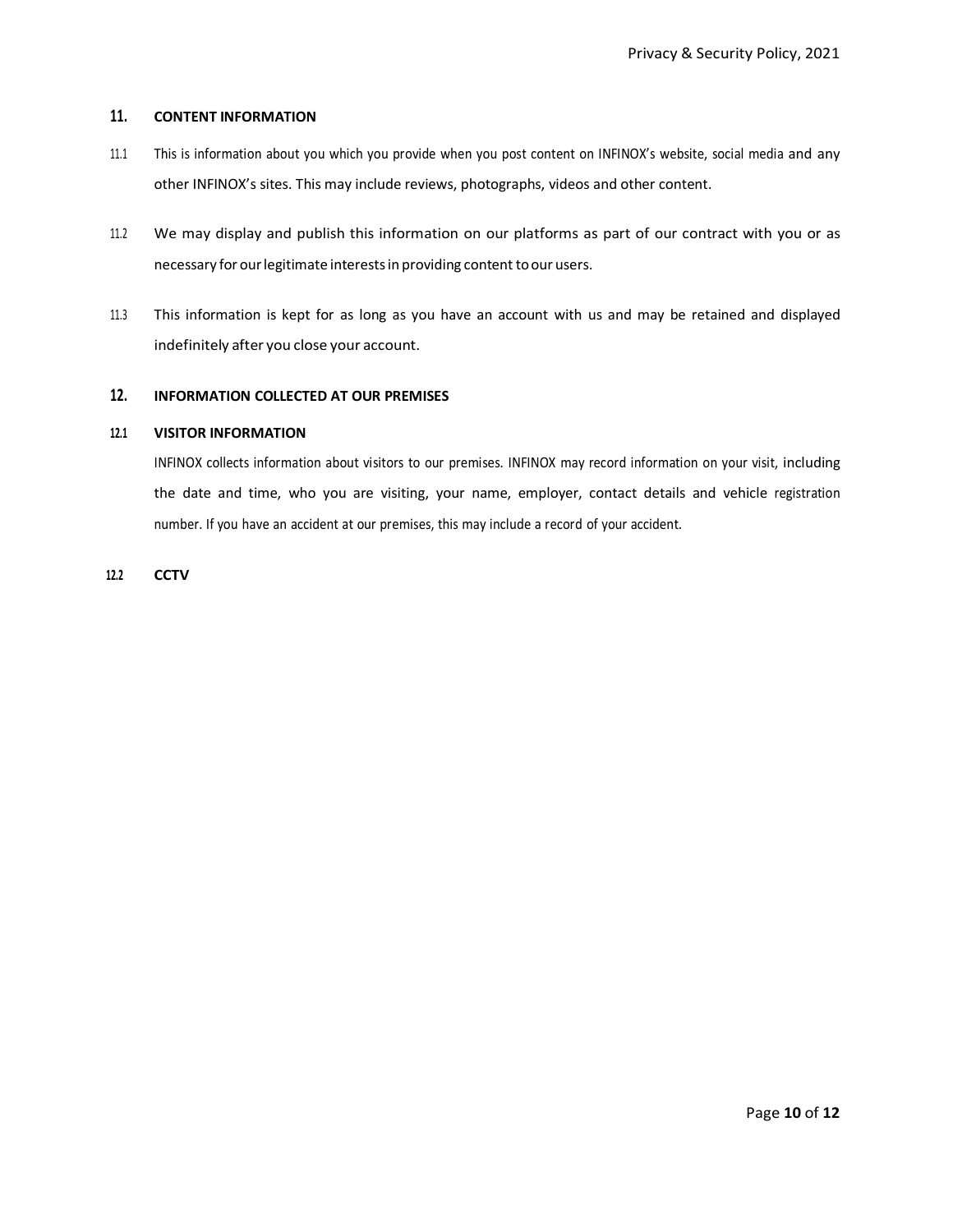## 11. CONTENT INFORMATION

11.1 This is information about you which you provide when you post content on INFINOX's website, social media and any other INFINOX's sites. This may include reviews, photographs, videos and other content.

11.2 We may display and publish this information on our platforms as part of our contract with you or as necessary for our legitimate interests in providing content to our users.

11.3 This information is kept for as long as you have an account with us and may be retained and displayed indefinitely after you close your account.

## 12. INFORMATION COLLECTED AT OUR PREMISES

### 12.1 VISITOR INFORMATION

INFINOX collects information about visitors to our premises. INFINOX may record information on your visit, including the date and time, who you are visiting, your name, employer, contact details and vehicle registration number. If you have an accident at our premises, this may include a record of your accident.

### 12.2 CCTV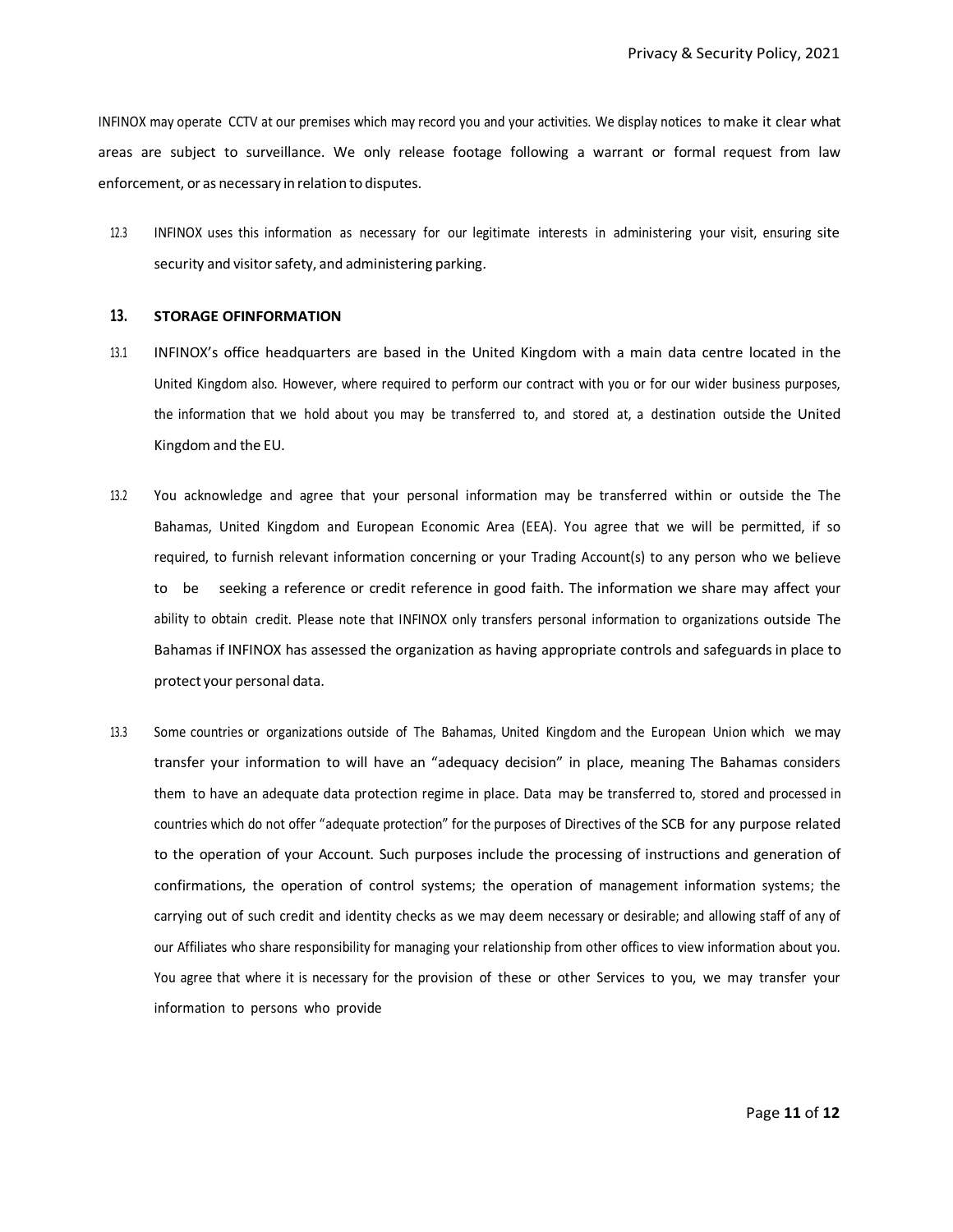INFINOX may operate CCTV at our premises which may record you and your activities. We display notices to make it clear what areas are subject to surveillance. We only release footage following a warrant or formal request from law enforcement, or as necessary in relation to disputes.

12.3 INFINOX uses this information as necessary for our legitimate interests in administering your visit, ensuring site security and visitor safety, and administering parking.

## 13. STORAGE OFINFORMATION

13.1 INFINOX's office headquarters are based in the United Kingdom with a main data centre located in the United Kingdom also. However, where required to perform our contract with you or for our wider business purposes, the information that we hold about you may be transferred to, and stored at, a destination outside the United Kingdom and the EU.

13.2 You acknowledge and agree that your personal information may be transferred within or outside the The Bahamas, United Kingdom and European Economic Area (EEA). You agree that we will be permitted, if so required, to furnish relevant information concerning or your Trading Account(s) to any person who we believe to be seeking a reference or credit reference in good faith. The information we share may affect your ability to obtain credit. Please note that INFINOX only transfers personal information to organizations outside The Bahamas if INFINOX has assessed the organization as having appropriate controls and safeguards in place to protect your personal data.

13.3 Some countries or organizations outside of The Bahamas, United Kingdom and the European Union which we may transfer your information to will have an "adequacy decision" in place, meaning The Bahamas considers them to have an adequate data protection regime in place. Data may be transferred to, stored and processed in countries which do not offer "adequate protection" for the purposes of Directives of the SCB for any purpose related to the operation of your Account. Such purposes include the processing of instructions and generation of confirmations, the operation of control systems; the operation of management information systems; the carrying out of such credit and identity checks as we may deem necessary or desirable; and allowing staff of any of our Affiliates who share responsibility for managing your relationship from other offices to view information about you. You agree that where it is necessary for the provision of these or other Services to you, we may transfer your information to persons who provide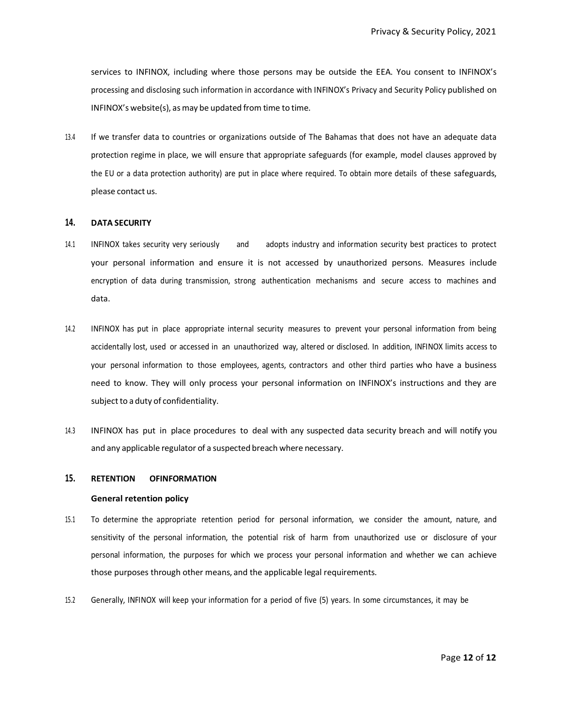services to INFINOX, including where those persons may be outside the EEA. You consent to INFINOX's processing and disclosing such information in accordance with INFINOX's Privacy and Security Policy published on INFINOX's website(s), as may be updated from time to time.

13.4 If we transfer data to countries or organizations outside of The Bahamas that does not have an adequate data protection regime in place, we will ensure that appropriate safeguards (for example, model clauses approved by the EU or a data protection authority) are put in place where required. To obtain more details of these safeguards, please contact us.

## 14. DATA SECURITY

14.1 INFINOX takes security very seriously and adopts industry and information security best practices to protect your personal information and ensure it is not accessed by unauthorized persons. Measures include encryption of data during transmission, strong authentication mechanisms and secure access to machines and data.

14.2 INFINOX has put in place appropriate internal security measures to prevent your personal information from being accidentally lost, used or accessed in an unauthorized way, altered or disclosed. In addition, INFINOX limits access to your personal information to those employees, agents, contractors and other third parties who have a business need to know. They will only process your personal information on INFINOX's instructions and they are subject to a duty of confidentiality.

14.3 INFINOX has put in place procedures to deal with any suspected data security breach and will notify you and any applicable regulator of a suspected breach where necessary.

## 15. RETENTION OFINFORMATION

### General retention policy

15.1 To determine the appropriate retention period for personal information, we consider the amount, nature, and sensitivity of the personal information, the potential risk of harm from unauthorized use or disclosure of your personal information, the purposes for which we process your personal information and whether we can achieve those purposes through other means, and the applicable legal requirements.

15.2 Generally, INFINOX will keep your information for a period of five (5) years. In some circumstances, it may be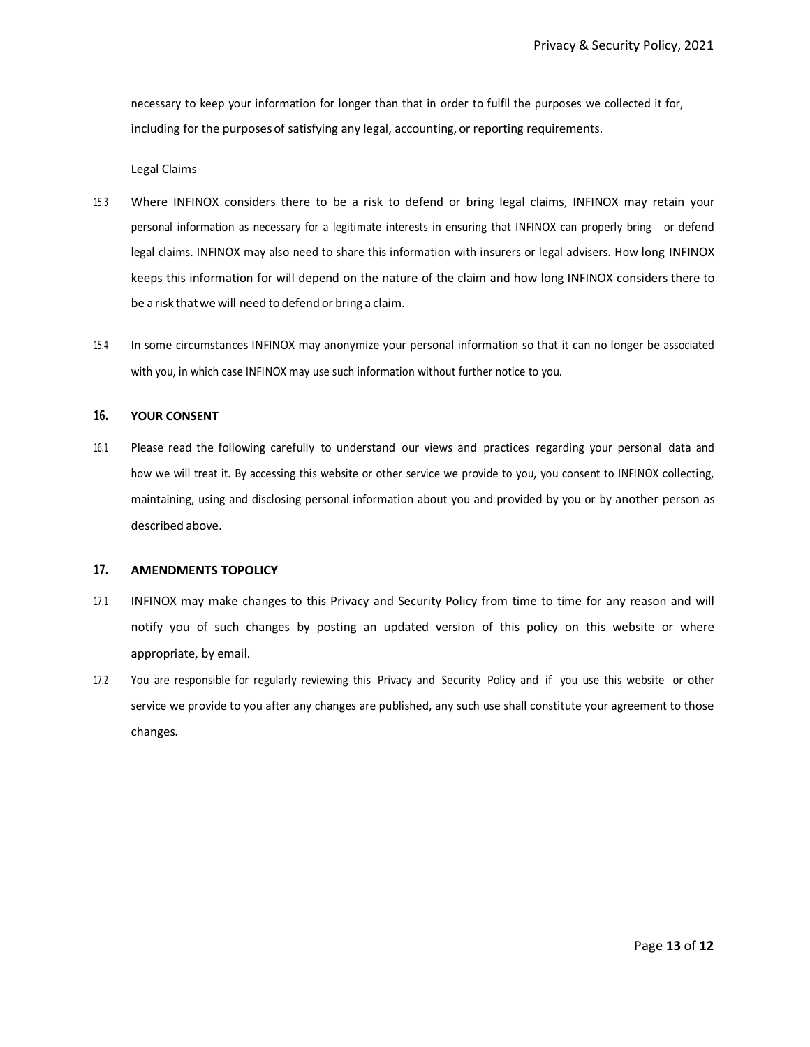necessary to keep your information for longer than that in order to fulfil the purposes we collected it for, including for the purposes of satisfying any legal, accounting, or reporting requirements.

Legal Claims

15.3 Where INFINOX considers there to be a risk to defend or bring legal claims, INFINOX may retain your personal information as necessary for a legitimate interests in ensuring that INFINOX can properly bring or defend legal claims. INFINOX may also need to share this information with insurers or legal advisers. How long INFINOX keeps this information for will depend on the nature of the claim and how long INFINOX considers there to be a risk that we will need to defend or bring a claim.

15.4 In some circumstances INFINOX may anonymize your personal information so that it can no longer be associated with you, in which case INFINOX may use such information without further notice to you.

## 16. YOUR CONSENT

16.1 Please read the following carefully to understand our views and practices regarding your personal data and how we will treat it. By accessing this website or other service we provide to you, you consent to INFINOX collecting, maintaining, using and disclosing personal information about you and provided by you or by another person as described above.

## 17. AMENDMENTS TOPOLICY

17.1 INFINOX may make changes to this Privacy and Security Policy from time to time for any reason and will notify you of such changes by posting an updated version of this policy on this website or where appropriate, by email.

17.2 You are responsible for regularly reviewing this Privacy and Security Policy and if you use this website or other service we provide to you after any changes are published, any such use shall constitute your agreement to those changes.